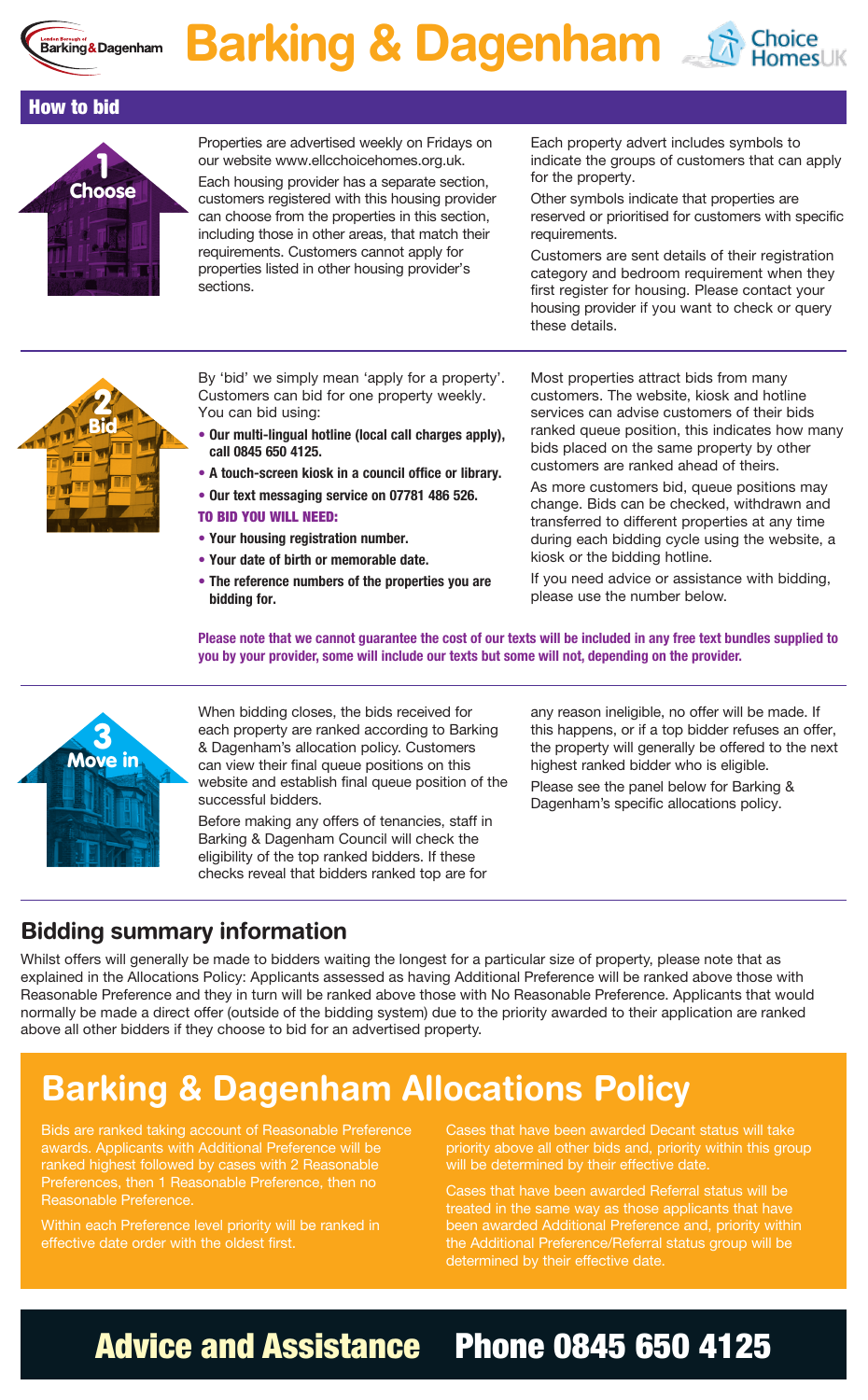# Barking & Dagenham

## How to bid

### 1 Choose

Properties are advertised weekly on Fridays on our website www.ellcchoicehomes.org.uk.

Each housing provider has a separate section, customers registered with this housing provider can choose from the properties in this section, including those in other areas, that match their requirements. Customers cannot apply for properties listed in other housing provider's sections.

Each property advert includes symbols to indicate the groups of customers that can apply for the property.

Other symbols indicate that properties are reserved or prioritised for customers with specific requirements.

Customers are sent details of their registration category and bedroom requirement when they first register for housing. Please contact your housing provider if you want to check or query these details.

### 2 Bid

By 'bid' we simply mean 'apply for a property'. Customers can bid for one property weekly. You can bid using:

- **Our multi-lingual hotline (local call charges apply), call 0845 650 4125.**
- **A touch-screen kiosk in a council office or library.**
- **Our text messaging service on 07781 486 526.**

**TO BID YOU WILL NEED:**

- **Your housing registration number.**
- **Your date of birth or memorable date.**
- **The reference numbers of the properties you are bidding for.**

Most properties attract bids from many customers. The website, kiosk and hotline services can advise customers of their bids ranked queue position, this indicates how many bids placed on the same property by other customers are ranked ahead of theirs.

As more customers bid, queue positions may change. Bids can be checked, withdrawn and transferred to different properties at any time during each bidding cycle using the website, a kiosk or the bidding hotline.

If you need advice or assistance with bidding, please use the number below.

**Please note that we cannot guarantee the cost of our texts will be included in any free text bundles supplied to you by your provider, some will include our texts but some will not, depending on the provider.**

### 3 Move in

When bidding closes, the bids received for each property are ranked according to Barking & Dagenham's allocation policy. Customers can view their final queue positions on this website and establish final queue position of the successful bidders.

Before making any offers of tenancies, staff in Barking & Dagenham Council will check the eligibility of the top ranked bidders. If these checks reveal that bidders ranked top are for any reason ineligible, no offer will be made. If this happens, or if a top bidder refuses an offer, the property will generally be offered to the next highest ranked bidder who is eligible.

Please see the panel below for Barking & Dagenham's specific allocations policy.

## Bidding summary information

Whilst offers will generally be made to bidders waiting the longest for a particular size of property, please note that as explained in the Allocations Policy: Applicants assessed as having Additional Preference will be ranked above those with Reasonable Preference and they in turn will be ranked above those with No Reasonable Preference. Applicants that would normally be made a direct offer (outside of the bidding system) due to the priority awarded to their application are ranked above all other bidders if they choose to bid for an advertised property.

## Barking & Dagenham Allocations Policy

Bids are ranked taking account of Reasonable Preference awards. Applicants with Additional Preference will be ranked highest followed by cases with 2 Reasonable Preferences, then 1 Reasonable Preference, then no Reasonable Preference.

Within each Preference level priority will be ranked in effective date order with the oldest first.

Cases that have been awarded Decant status will take priority above all other bids and, priority within this group will be determined by their effective date.

Cases that have been awarded Referral status will be treated in the same way as those applicants that have been awarded Additional Preference and, priority within the Additional Preference/Referral status group will be determined by their effective date.

## Advice and Assistance Phone 0845 650 4125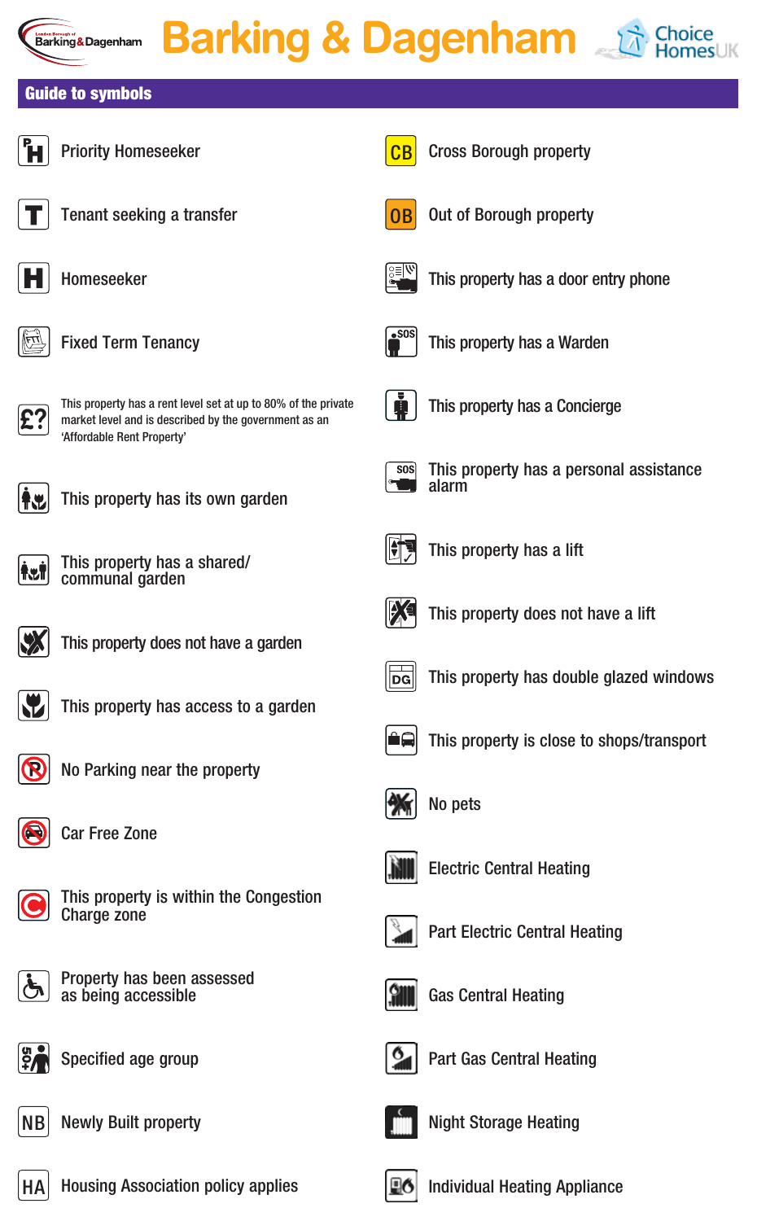# Barking & Dagenham

## Guide to symbols

- Priority Homeseeker
- Tenant seeking a transfer
- Homeseeker
- Fixed Term Tenancy
- This property has a rent level set at up to 80% of the private market level and is described by the government as an 'Affordable Rent Property'
- This property has its own garden
- This property has a shared/ communal garden
- This property does not have a garden
- This property has access to a garden
- No Parking near the property
- Car Free Zone
- This property is within the Congestion Charge zone
- Property has been assessed as being accessible
- Specified age group
- NB Newly Built property
- HA Housing Association policy applies
- CB Cross Borough property
- OB Out of Borough property
- This property has a door entry phone
- This property has a Warden
- This property has a Concierge
- This property has a personal assistance alarm
- This property has a lift
- This property does not have a lift
- DG This property has double glazed windows
- This property is close to shops/transport
- No pets
- Electric Central Heating
- Part Electric Central Heating
- Gas Central Heating
- Part Gas Central Heating
- Night Storage Heating
- Individual Heating Appliance